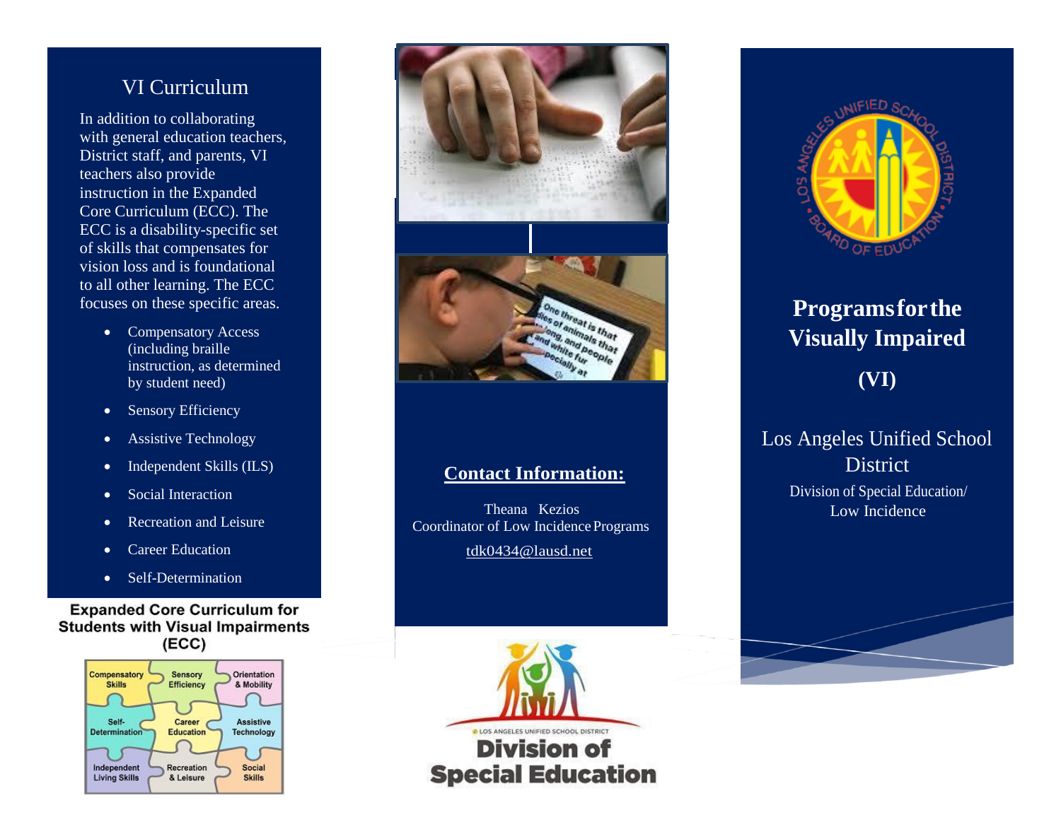## VI Curriculum

In addition to collaborating with general education teachers, District staff, and parents, VI teachers also provide instruction in the Expanded Core Curriculum (ECC). The ECC is a disability-specific set of skills that compensates for vision loss and is foundational to all other learning. The ECC focuses on these specific areas.

- Compensatory Access (including braille instruction, as determined by student need)
- Sensory Efficiency
- Assistive Technology
- Independent Skills (ILS)
- Social Interaction
- Recreation and Leisure
- Career Education
- Self-Determination

**Expanded Core Curriculum for Students with Visual Impairments (ECC)**

| Compensatory Skills | Sensory Efficiency | Orientation & Mobility |
|---|---|---|
| Self-Determination | Career Education | Assistive Technology |
| Independent Living Skills | Recreation & Leisure | Social Skills |

## Contact Information:

Theana Kezios
Coordinator of Low Incidence Programs
tdk0434@lausd.net

LOS ANGELES UNIFIED SCHOOL DISTRICT
**Division of Special Education**

LOS ANGELES UNIFIED SCHOOL DISTRICT • BOARD OF EDUCATION •

# Programs for the Visually Impaired

# (VI)

Los Angeles Unified School District

Division of Special Education/
Low Incidence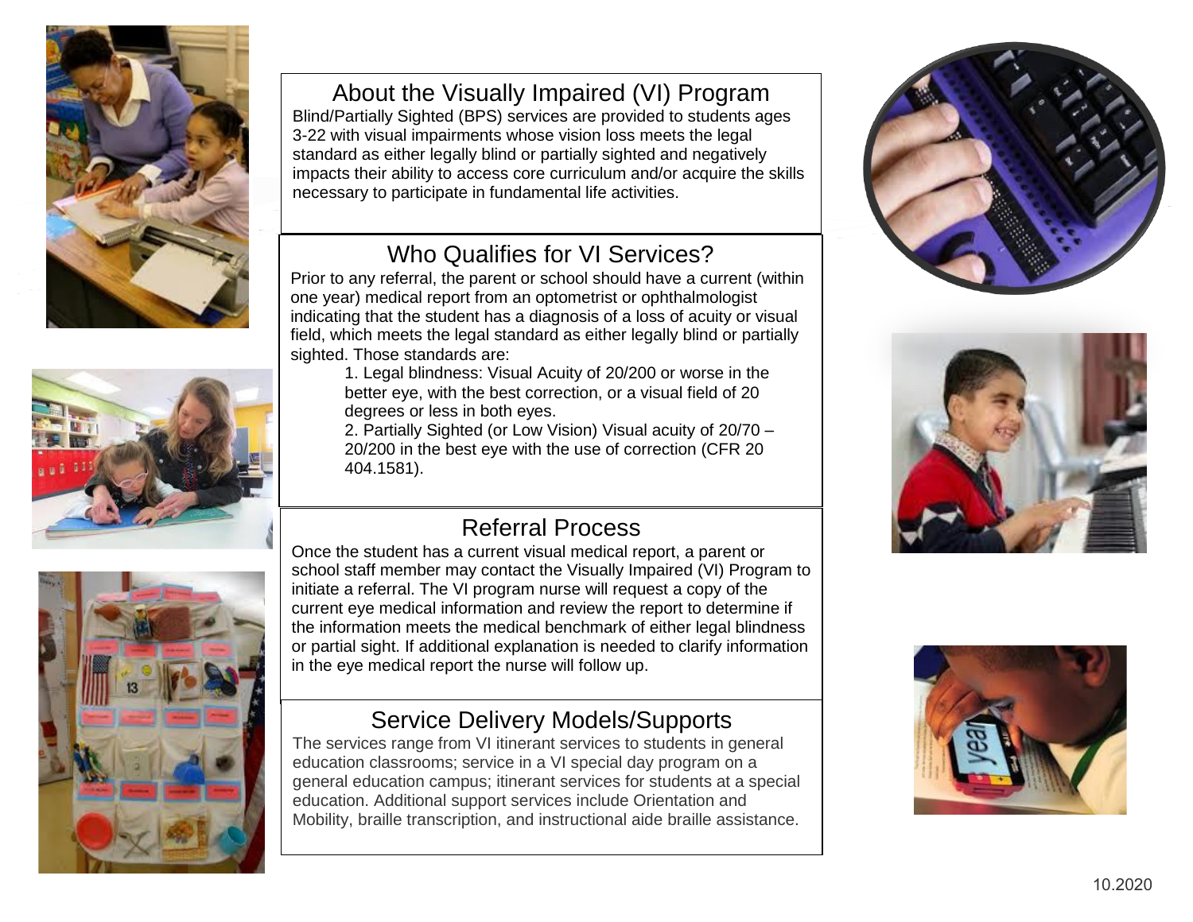## About the Visually Impaired (VI) Program

Blind/Partially Sighted (BPS) services are provided to students ages 3-22 with visual impairments whose vision loss meets the legal standard as either legally blind or partially sighted and negatively impacts their ability to access core curriculum and/or acquire the skills necessary to participate in fundamental life activities.

## Who Qualifies for VI Services?

Prior to any referral, the parent or school should have a current (within one year) medical report from an optometrist or ophthalmologist indicating that the student has a diagnosis of a loss of acuity or visual field, which meets the legal standard as either legally blind or partially sighted. Those standards are:

1. Legal blindness: Visual Acuity of 20/200 or worse in the better eye, with the best correction, or a visual field of 20 degrees or less in both eyes.
2. Partially Sighted (or Low Vision) Visual acuity of 20/70 – 20/200 in the best eye with the use of correction (CFR 20 404.1581).

## Referral Process

Once the student has a current visual medical report, a parent or school staff member may contact the Visually Impaired (VI) Program to initiate a referral. The VI program nurse will request a copy of the current eye medical information and review the report to determine if the information meets the medical benchmark of either legal blindness or partial sight. If additional explanation is needed to clarify information in the eye medical report the nurse will follow up.

## Service Delivery Models/Supports

The services range from VI itinerant services to students in general education classrooms; service in a VI special day program on a general education campus; itinerant services for students at a special education. Additional support services include Orientation and Mobility, braille transcription, and instructional aide braille assistance.

10.2020